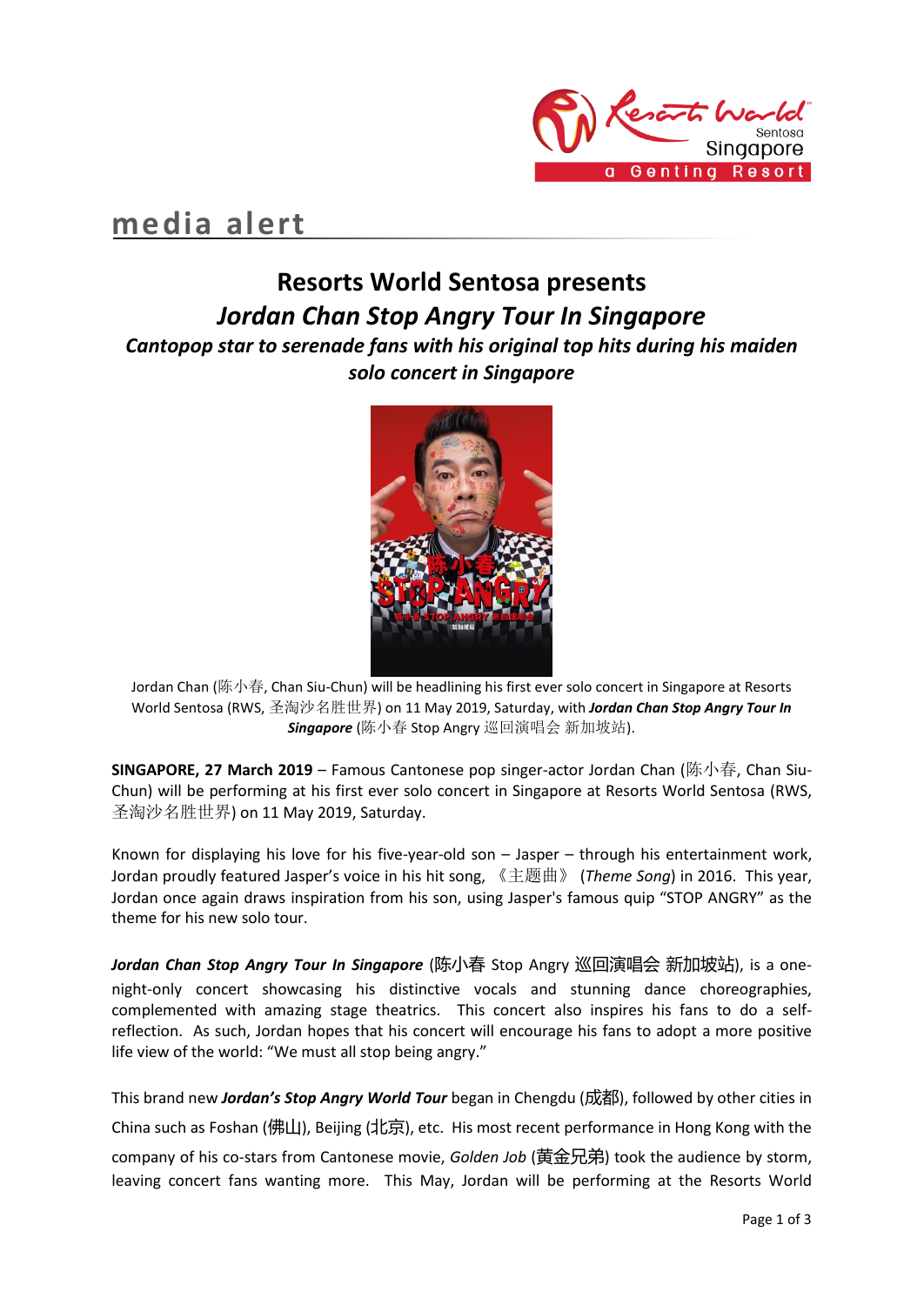media alert

# Resorts World Sentosa presents

## *Jordan Chan Stop Angry Tour In Singapore*

### *Cantopop star to serenade fans with his original top hits during his maiden solo concert in Singapore*

Jordan Chan (陈小春, Chan Siu-Chun) will be headlining his first ever solo concert in Singapore at Resorts World Sentosa (RWS, 圣淘沙名胜世界) on 11 May 2019, Saturday, with ***Jordan Chan Stop Angry Tour In Singapore*** (陈小春 Stop Angry 巡回演唱会 新加坡站).

**SINGAPORE, 27 March 2019** – Famous Cantonese pop singer-actor Jordan Chan (陈小春, Chan Siu-Chun) will be performing at his first ever solo concert in Singapore at Resorts World Sentosa (RWS, 圣淘沙名胜世界) on 11 May 2019, Saturday.

Known for displaying his love for his five-year-old son – Jasper – through his entertainment work, Jordan proudly featured Jasper's voice in his hit song, 《主题曲》 (*Theme Song*) in 2016. This year, Jordan once again draws inspiration from his son, using Jasper's famous quip "STOP ANGRY" as the theme for his new solo tour.

***Jordan Chan Stop Angry Tour In Singapore*** (陈小春 Stop Angry 巡回演唱会 新加坡站), is a one-night-only concert showcasing his distinctive vocals and stunning dance choreographies, complemented with amazing stage theatrics. This concert also inspires his fans to do a self-reflection. As such, Jordan hopes that his concert will encourage his fans to adopt a more positive life view of the world: "We must all stop being angry."

This brand new ***Jordan's Stop Angry World Tour*** began in Chengdu (成都), followed by other cities in China such as Foshan (佛山), Beijing (北京), etc. His most recent performance in Hong Kong with the company of his co-stars from Cantonese movie, *Golden Job* (黄金兄弟) took the audience by storm, leaving concert fans wanting more. This May, Jordan will be performing at the Resorts World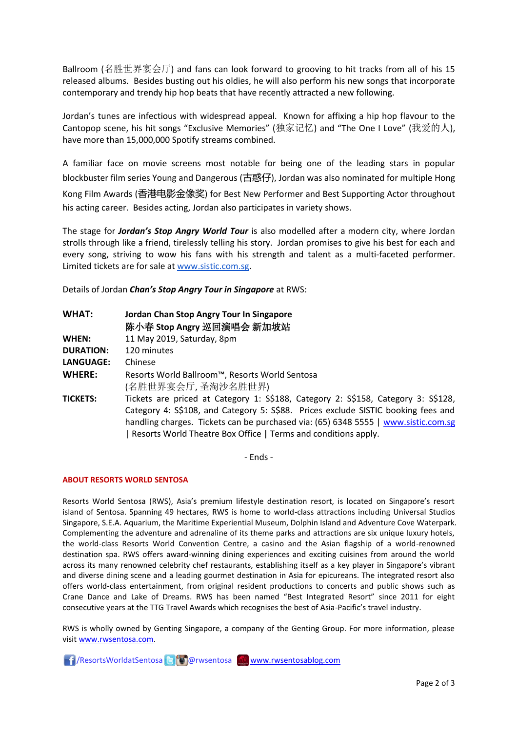Ballroom (名胜世界宴会厅) and fans can look forward to grooving to hit tracks from all of his 15 released albums. Besides busting out his oldies, he will also perform his new songs that incorporate contemporary and trendy hip hop beats that have recently attracted a new following.

Jordan's tunes are infectious with widespread appeal. Known for affixing a hip hop flavour to the Cantopop scene, his hit songs "Exclusive Memories" (独家记忆) and "The One I Love" (我爱的人), have more than 15,000,000 Spotify streams combined.

A familiar face on movie screens most notable for being one of the leading stars in popular blockbuster film series Young and Dangerous (古惑仔), Jordan was also nominated for multiple Hong Kong Film Awards (香港电影金像奖) for Best New Performer and Best Supporting Actor throughout his acting career. Besides acting, Jordan also participates in variety shows.

The stage for ***Jordan's Stop Angry World Tour*** is also modelled after a modern city, where Jordan strolls through like a friend, tirelessly telling his story. Jordan promises to give his best for each and every song, striving to wow his fans with his strength and talent as a multi-faceted performer. Limited tickets are for sale at www.sistic.com.sg.

Details of Jordan ***Chan's Stop Angry Tour in Singapore*** at RWS:

| | |
|---|---|
| **WHAT:** | **Jordan Chan Stop Angry Tour In Singapore**<br>**陈小春 Stop Angry 巡回演唱会 新加坡站** |
| **WHEN:** | 11 May 2019, Saturday, 8pm |
| **DURATION:** | 120 minutes |
| **LANGUAGE:** | Chinese |
| **WHERE:** | Resorts World Ballroom™, Resorts World Sentosa<br>(名胜世界宴会厅, 圣淘沙名胜世界) |
| **TICKETS:** | Tickets are priced at Category 1: S$188, Category 2: S$158, Category 3: S$128, Category 4: S$108, and Category 5: S$88. Prices exclude SISTIC booking fees and handling charges. Tickets can be purchased via: (65) 6348 5555 \| www.sistic.com.sg \| Resorts World Theatre Box Office \| Terms and conditions apply. |

\- Ends -

**ABOUT RESORTS WORLD SENTOSA**

Resorts World Sentosa (RWS), Asia's premium lifestyle destination resort, is located on Singapore's resort island of Sentosa. Spanning 49 hectares, RWS is home to world-class attractions including Universal Studios Singapore, S.E.A. Aquarium, the Maritime Experiential Museum, Dolphin Island and Adventure Cove Waterpark. Complementing the adventure and adrenaline of its theme parks and attractions are six unique luxury hotels, the world-class Resorts World Convention Centre, a casino and the Asian flagship of a world-renowned destination spa. RWS offers award-winning dining experiences and exciting cuisines from around the world across its many renowned celebrity chef restaurants, establishing itself as a key player in Singapore's vibrant and diverse dining scene and a leading gourmet destination in Asia for epicureans. The integrated resort also offers world-class entertainment, from original resident productions to concerts and public shows such as Crane Dance and Lake of Dreams. RWS has been named "Best Integrated Resort" since 2011 for eight consecutive years at the TTG Travel Awards which recognises the best of Asia-Pacific's travel industry.

RWS is wholly owned by Genting Singapore, a company of the Genting Group. For more information, please visit www.rwsentosa.com.

/ResortsWorldatSentosa @rwsentosa www.rwsentosablog.com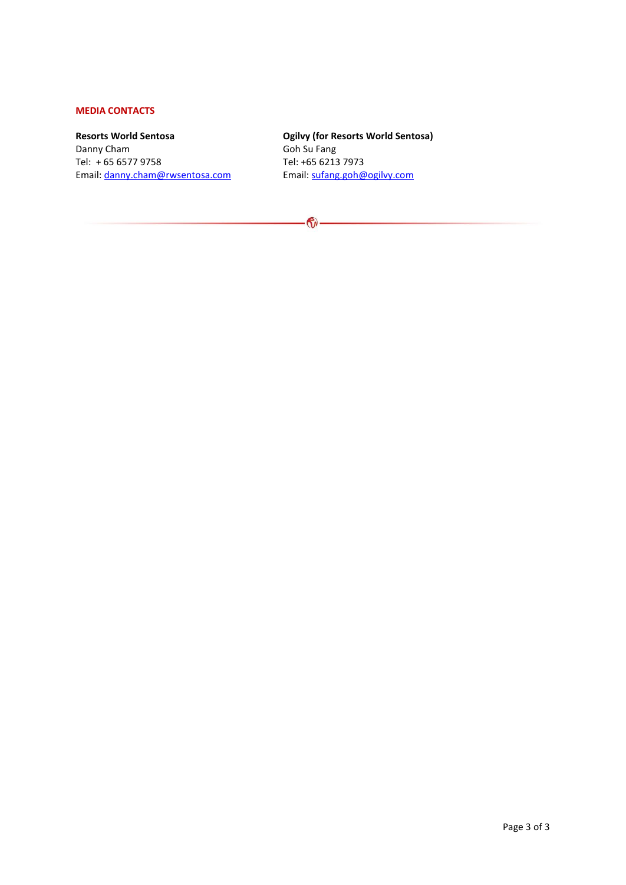**MEDIA CONTACTS**

**Resorts World Sentosa**
Danny Cham
Tel: + 65 6577 9758
Email: danny.cham@rwsentosa.com

**Ogilvy (for Resorts World Sentosa)**
Goh Su Fang
Tel: +65 6213 7973
Email: sufang.goh@ogilvy.com